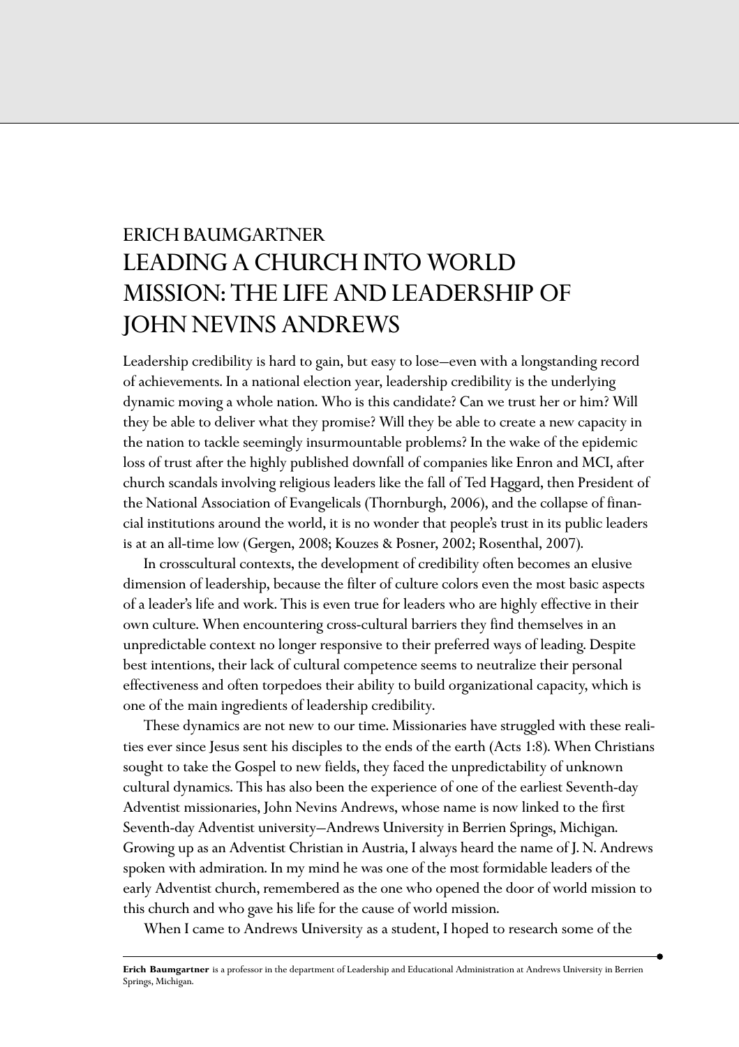# ERICH BAUMGARTNER

# LEADING A CHURCH INTO WORLD MISSION: THE LIFE AND LEADERSHIP OF JOHN NEVINS ANDREWS

Leadership credibility is hard to gain, but easy to lose—even with a longstanding record of achievements. In a national election year, leadership credibility is the underlying dynamic moving a whole nation. Who is this candidate? Can we trust her or him? Will they be able to deliver what they promise? Will they be able to create a new capacity in the nation to tackle seemingly insurmountable problems? In the wake of the epidemic loss of trust after the highly published downfall of companies like Enron and MCI, after church scandals involving religious leaders like the fall of Ted Haggard, then President of the National Association of Evangelicals (Thornburgh, 2006), and the collapse of financial institutions around the world, it is no wonder that people's trust in its public leaders is at an all-time low (Gergen, 2008; Kouzes & Posner, 2002; Rosenthal, 2007).

In crosscultural contexts, the development of credibility often becomes an elusive dimension of leadership, because the filter of culture colors even the most basic aspects of a leader's life and work. This is even true for leaders who are highly effective in their own culture. When encountering cross-cultural barriers they find themselves in an unpredictable context no longer responsive to their preferred ways of leading. Despite best intentions, their lack of cultural competence seems to neutralize their personal effectiveness and often torpedoes their ability to build organizational capacity, which is one of the main ingredients of leadership credibility.

These dynamics are not new to our time. Missionaries have struggled with these realities ever since Jesus sent his disciples to the ends of the earth (Acts 1:8). When Christians sought to take the Gospel to new fields, they faced the unpredictability of unknown cultural dynamics. This has also been the experience of one of the earliest Seventh-day Adventist missionaries, John Nevins Andrews, whose name is now linked to the first Seventh-day Adventist university—Andrews University in Berrien Springs, Michigan. Growing up as an Adventist Christian in Austria, I always heard the name of J. N. Andrews spoken with admiration. In my mind he was one of the most formidable leaders of the early Adventist church, remembered as the one who opened the door of world mission to this church and who gave his life for the cause of world mission.

When I came to Andrews University as a student, I hoped to research some of the

---

**Erich Baumgartner** is a professor in the department of Leadership and Educational Administration at Andrews University in Berrien Springs, Michigan.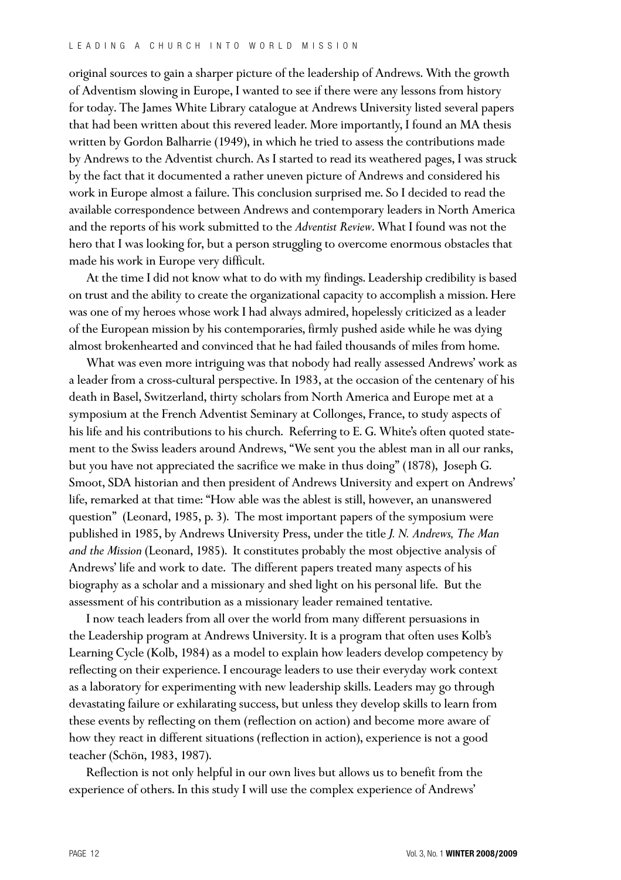original sources to gain a sharper picture of the leadership of Andrews. With the growth of Adventism slowing in Europe, I wanted to see if there were any lessons from history for today. The James White Library catalogue at Andrews University listed several papers that had been written about this revered leader. More importantly, I found an MA thesis written by Gordon Balharrie (1949), in which he tried to assess the contributions made by Andrews to the Adventist church. As I started to read its weathered pages, I was struck by the fact that it documented a rather uneven picture of Andrews and considered his work in Europe almost a failure. This conclusion surprised me. So I decided to read the available correspondence between Andrews and contemporary leaders in North America and the reports of his work submitted to the *Adventist Review*. What I found was not the hero that I was looking for, but a person struggling to overcome enormous obstacles that made his work in Europe very difficult.

At the time I did not know what to do with my findings. Leadership credibility is based on trust and the ability to create the organizational capacity to accomplish a mission. Here was one of my heroes whose work I had always admired, hopelessly criticized as a leader of the European mission by his contemporaries, firmly pushed aside while he was dying almost brokenhearted and convinced that he had failed thousands of miles from home.

What was even more intriguing was that nobody had really assessed Andrews' work as a leader from a cross-cultural perspective. In 1983, at the occasion of the centenary of his death in Basel, Switzerland, thirty scholars from North America and Europe met at a symposium at the French Adventist Seminary at Collonges, France, to study aspects of his life and his contributions to his church. Referring to E. G. White's often quoted statement to the Swiss leaders around Andrews, "We sent you the ablest man in all our ranks, but you have not appreciated the sacrifice we make in thus doing" (1878), Joseph G. Smoot, SDA historian and then president of Andrews University and expert on Andrews' life, remarked at that time: "How able was the ablest is still, however, an unanswered question" (Leonard, 1985, p. 3). The most important papers of the symposium were published in 1985, by Andrews University Press, under the title *J. N. Andrews, The Man and the Mission* (Leonard, 1985). It constitutes probably the most objective analysis of Andrews' life and work to date. The different papers treated many aspects of his biography as a scholar and a missionary and shed light on his personal life. But the assessment of his contribution as a missionary leader remained tentative.

I now teach leaders from all over the world from many different persuasions in the Leadership program at Andrews University. It is a program that often uses Kolb's Learning Cycle (Kolb, 1984) as a model to explain how leaders develop competency by reflecting on their experience. I encourage leaders to use their everyday work context as a laboratory for experimenting with new leadership skills. Leaders may go through devastating failure or exhilarating success, but unless they develop skills to learn from these events by reflecting on them (reflection on action) and become more aware of how they react in different situations (reflection in action), experience is not a good teacher (Schön, 1983, 1987).

Reflection is not only helpful in our own lives but allows us to benefit from the experience of others. In this study I will use the complex experience of Andrews'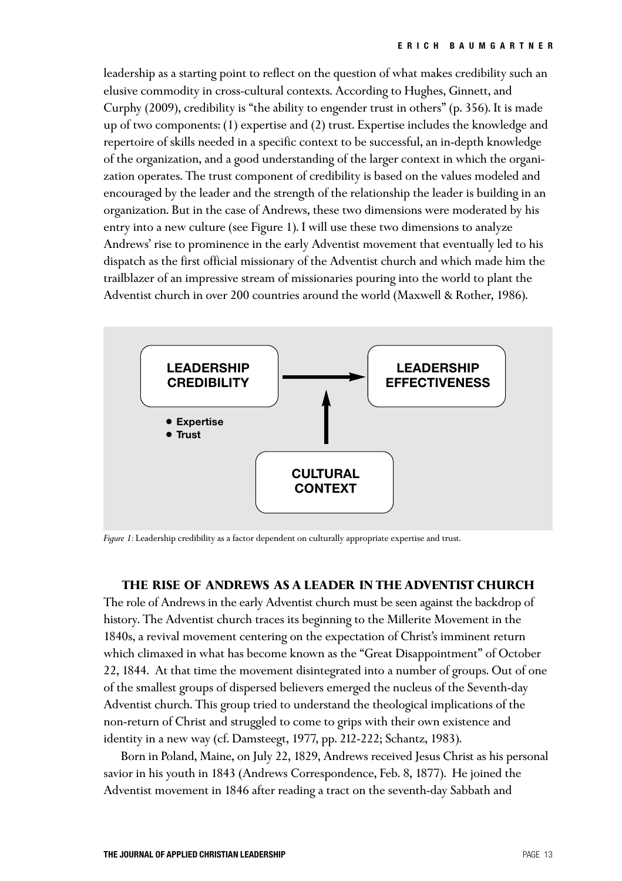leadership as a starting point to reflect on the question of what makes credibility such an elusive commodity in cross-cultural contexts. According to Hughes, Ginnett, and Curphy (2009), credibility is "the ability to engender trust in others" (p. 356). It is made up of two components: (1) expertise and (2) trust. Expertise includes the knowledge and repertoire of skills needed in a specific context to be successful, an in-depth knowledge of the organization, and a good understanding of the larger context in which the organization operates. The trust component of credibility is based on the values modeled and encouraged by the leader and the strength of the relationship the leader is building in an organization. But in the case of Andrews, these two dimensions were moderated by his entry into a new culture (see Figure 1). I will use these two dimensions to analyze Andrews' rise to prominence in the early Adventist movement that eventually led to his dispatch as the first official missionary of the Adventist church and which made him the trailblazer of an impressive stream of missionaries pouring into the world to plant the Adventist church in over 200 countries around the world (Maxwell & Rother, 1986).

**LEADERSHIP CREDIBILITY** → **LEADERSHIP EFFECTIVENESS**

- **Expertise**
- **Trust**

**CULTURAL CONTEXT** ↑

*Figure 1:* Leadership credibility as a factor dependent on culturally appropriate expertise and trust.

## THE RISE OF ANDREWS AS A LEADER IN THE ADVENTIST CHURCH

The role of Andrews in the early Adventist church must be seen against the backdrop of history. The Adventist church traces its beginning to the Millerite Movement in the 1840s, a revival movement centering on the expectation of Christ's imminent return which climaxed in what has become known as the "Great Disappointment" of October 22, 1844. At that time the movement disintegrated into a number of groups. Out of one of the smallest groups of dispersed believers emerged the nucleus of the Seventh-day Adventist church. This group tried to understand the theological implications of the non-return of Christ and struggled to come to grips with their own existence and identity in a new way (cf. Damsteegt, 1977, pp. 212-222; Schantz, 1983).

Born in Poland, Maine, on July 22, 1829, Andrews received Jesus Christ as his personal savior in his youth in 1843 (Andrews Correspondence, Feb. 8, 1877). He joined the Adventist movement in 1846 after reading a tract on the seventh-day Sabbath and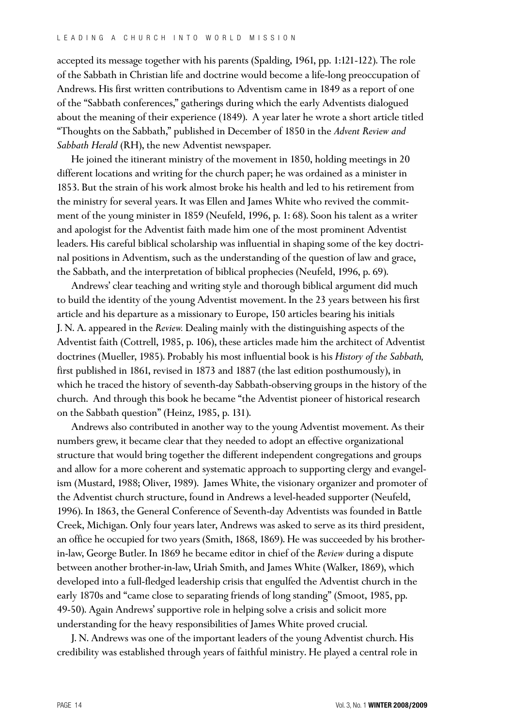accepted its message together with his parents (Spalding, 1961, pp. 1:121-122). The role of the Sabbath in Christian life and doctrine would become a life-long preoccupation of Andrews. His first written contributions to Adventism came in 1849 as a report of one of the "Sabbath conferences," gatherings during which the early Adventists dialogued about the meaning of their experience (1849). A year later he wrote a short article titled "Thoughts on the Sabbath," published in December of 1850 in the *Advent Review and Sabbath Herald* (RH), the new Adventist newspaper.

He joined the itinerant ministry of the movement in 1850, holding meetings in 20 different locations and writing for the church paper; he was ordained as a minister in 1853. But the strain of his work almost broke his health and led to his retirement from the ministry for several years. It was Ellen and James White who revived the commitment of the young minister in 1859 (Neufeld, 1996, p. 1: 68). Soon his talent as a writer and apologist for the Adventist faith made him one of the most prominent Adventist leaders. His careful biblical scholarship was influential in shaping some of the key doctrinal positions in Adventism, such as the understanding of the question of law and grace, the Sabbath, and the interpretation of biblical prophecies (Neufeld, 1996, p. 69).

Andrews' clear teaching and writing style and thorough biblical argument did much to build the identity of the young Adventist movement. In the 23 years between his first article and his departure as a missionary to Europe, 150 articles bearing his initials J. N. A. appeared in the *Review.* Dealing mainly with the distinguishing aspects of the Adventist faith (Cottrell, 1985, p. 106), these articles made him the architect of Adventist doctrines (Mueller, 1985). Probably his most influential book is his *History of the Sabbath,* first published in 1861, revised in 1873 and 1887 (the last edition posthumously), in which he traced the history of seventh-day Sabbath-observing groups in the history of the church. And through this book he became "the Adventist pioneer of historical research on the Sabbath question" (Heinz, 1985, p. 131).

Andrews also contributed in another way to the young Adventist movement. As their numbers grew, it became clear that they needed to adopt an effective organizational structure that would bring together the different independent congregations and groups and allow for a more coherent and systematic approach to supporting clergy and evangelism (Mustard, 1988; Oliver, 1989). James White, the visionary organizer and promoter of the Adventist church structure, found in Andrews a level-headed supporter (Neufeld, 1996). In 1863, the General Conference of Seventh-day Adventists was founded in Battle Creek, Michigan. Only four years later, Andrews was asked to serve as its third president, an office he occupied for two years (Smith, 1868, 1869). He was succeeded by his brother-in-law, George Butler. In 1869 he became editor in chief of the *Review* during a dispute between another brother-in-law, Uriah Smith, and James White (Walker, 1869), which developed into a full-fledged leadership crisis that engulfed the Adventist church in the early 1870s and "came close to separating friends of long standing" (Smoot, 1985, pp. 49-50). Again Andrews' supportive role in helping solve a crisis and solicit more understanding for the heavy responsibilities of James White proved crucial.

J. N. Andrews was one of the important leaders of the young Adventist church. His credibility was established through years of faithful ministry. He played a central role in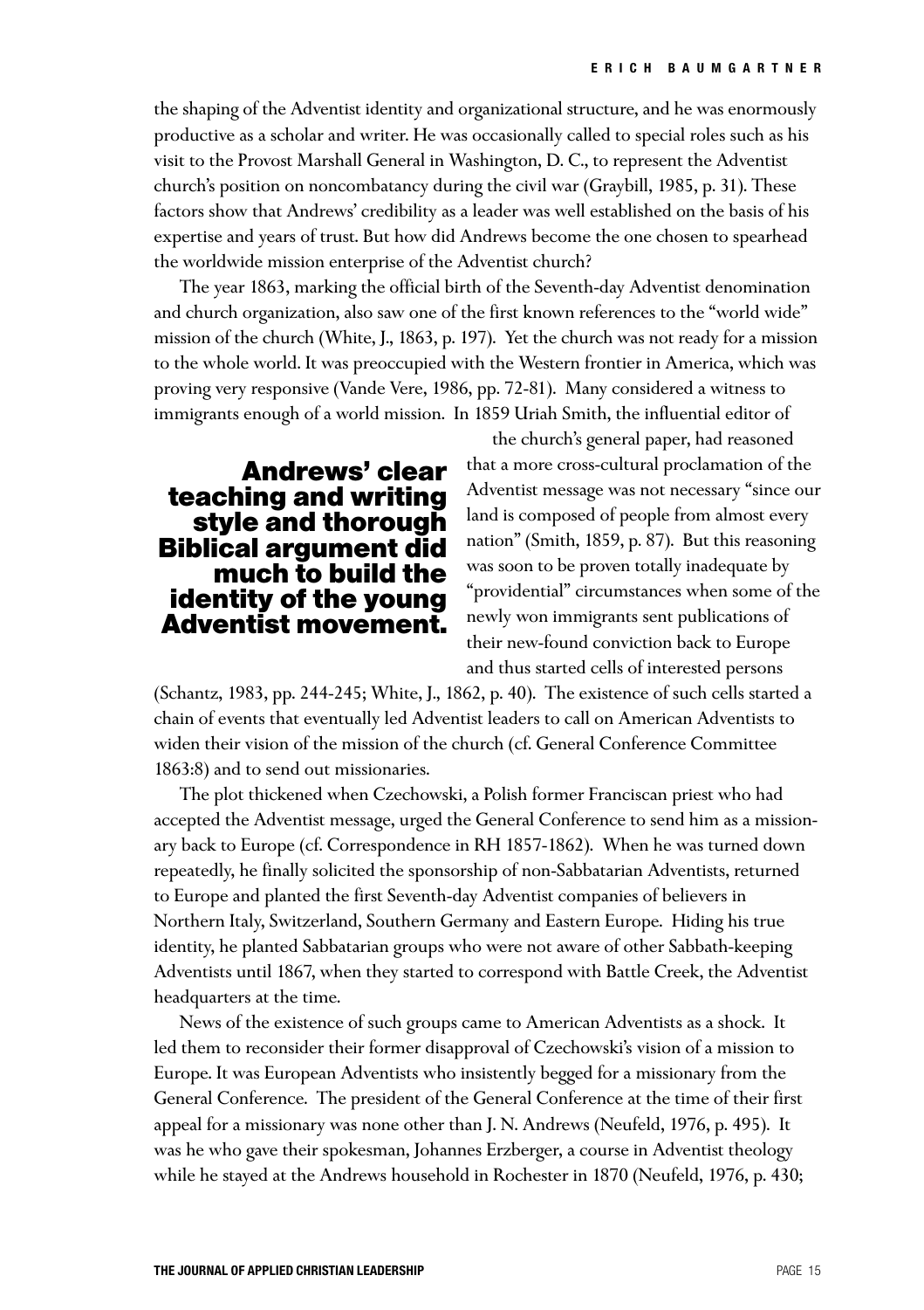the shaping of the Adventist identity and organizational structure, and he was enormously productive as a scholar and writer. He was occasionally called to special roles such as his visit to the Provost Marshall General in Washington, D. C., to represent the Adventist church's position on noncombatancy during the civil war (Graybill, 1985, p. 31). These factors show that Andrews' credibility as a leader was well established on the basis of his expertise and years of trust. But how did Andrews become the one chosen to spearhead the worldwide mission enterprise of the Adventist church?

The year 1863, marking the official birth of the Seventh-day Adventist denomination and church organization, also saw one of the first known references to the "world wide" mission of the church (White, J., 1863, p. 197). Yet the church was not ready for a mission to the whole world. It was preoccupied with the Western frontier in America, which was proving very responsive (Vande Vere, 1986, pp. 72-81). Many considered a witness to immigrants enough of a world mission. In 1859 Uriah Smith, the influential editor of the church's general paper, had reasoned that a more cross-cultural proclamation of the Adventist message was not necessary "since our land is composed of people from almost every nation" (Smith, 1859, p. 87). But this reasoning was soon to be proven totally inadequate by "providential" circumstances when some of the newly won immigrants sent publications of their new-found conviction back to Europe and thus started cells of interested persons (Schantz, 1983, pp. 244-245; White, J., 1862, p. 40). The existence of such cells started a chain of events that eventually led Adventist leaders to call on American Adventists to widen their vision of the mission of the church (cf. General Conference Committee 1863:8) and to send out missionaries.

**Andrews' clear teaching and writing style and thorough Biblical argument did much to build the identity of the young Adventist movement.**

The plot thickened when Czechowski, a Polish former Franciscan priest who had accepted the Adventist message, urged the General Conference to send him as a missionary back to Europe (cf. Correspondence in RH 1857-1862). When he was turned down repeatedly, he finally solicited the sponsorship of non-Sabbatarian Adventists, returned to Europe and planted the first Seventh-day Adventist companies of believers in Northern Italy, Switzerland, Southern Germany and Eastern Europe. Hiding his true identity, he planted Sabbatarian groups who were not aware of other Sabbath-keeping Adventists until 1867, when they started to correspond with Battle Creek, the Adventist headquarters at the time.

News of the existence of such groups came to American Adventists as a shock. It led them to reconsider their former disapproval of Czechowski's vision of a mission to Europe. It was European Adventists who insistently begged for a missionary from the General Conference. The president of the General Conference at the time of their first appeal for a missionary was none other than J. N. Andrews (Neufeld, 1976, p. 495). It was he who gave their spokesman, Johannes Erzberger, a course in Adventist theology while he stayed at the Andrews household in Rochester in 1870 (Neufeld, 1976, p. 430;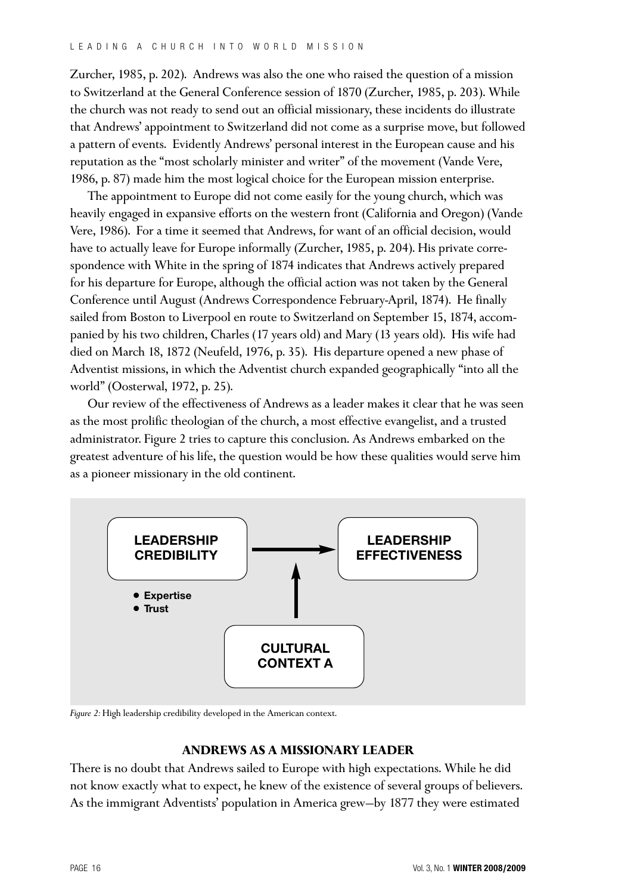Zurcher, 1985, p. 202). Andrews was also the one who raised the question of a mission to Switzerland at the General Conference session of 1870 (Zurcher, 1985, p. 203). While the church was not ready to send out an official missionary, these incidents do illustrate that Andrews' appointment to Switzerland did not come as a surprise move, but followed a pattern of events. Evidently Andrews' personal interest in the European cause and his reputation as the "most scholarly minister and writer" of the movement (Vande Vere, 1986, p. 87) made him the most logical choice for the European mission enterprise.

The appointment to Europe did not come easily for the young church, which was heavily engaged in expansive efforts on the western front (California and Oregon) (Vande Vere, 1986). For a time it seemed that Andrews, for want of an official decision, would have to actually leave for Europe informally (Zurcher, 1985, p. 204). His private correspondence with White in the spring of 1874 indicates that Andrews actively prepared for his departure for Europe, although the official action was not taken by the General Conference until August (Andrews Correspondence February-April, 1874). He finally sailed from Boston to Liverpool en route to Switzerland on September 15, 1874, accompanied by his two children, Charles (17 years old) and Mary (13 years old). His wife had died on March 18, 1872 (Neufeld, 1976, p. 35). His departure opened a new phase of Adventist missions, in which the Adventist church expanded geographically "into all the world" (Oosterwal, 1972, p. 25).

Our review of the effectiveness of Andrews as a leader makes it clear that he was seen as the most prolific theologian of the church, a most effective evangelist, and a trusted administrator. Figure 2 tries to capture this conclusion. As Andrews embarked on the greatest adventure of his life, the question would be how these qualities would serve him as a pioneer missionary in the old continent.

**LEADERSHIP CREDIBILITY** → **LEADERSHIP EFFECTIVENESS**

- Expertise
- Trust

**CULTURAL CONTEXT A** ↑

*Figure 2:* High leadership credibility developed in the American context.

## ANDREWS AS A MISSIONARY LEADER

There is no doubt that Andrews sailed to Europe with high expectations. While he did not know exactly what to expect, he knew of the existence of several groups of believers. As the immigrant Adventists' population in America grew—by 1877 they were estimated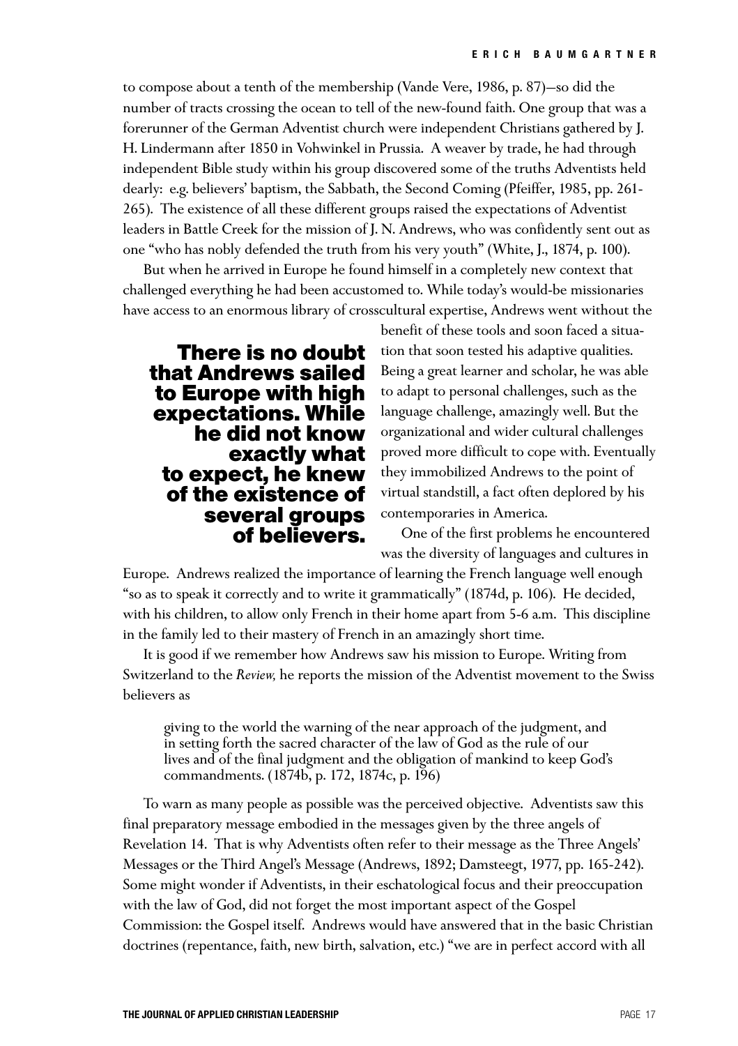to compose about a tenth of the membership (Vande Vere, 1986, p. 87)—so did the number of tracts crossing the ocean to tell of the new-found faith. One group that was a forerunner of the German Adventist church were independent Christians gathered by J. H. Lindermann after 1850 in Vohwinkel in Prussia. A weaver by trade, he had through independent Bible study within his group discovered some of the truths Adventists held dearly: e.g. believers' baptism, the Sabbath, the Second Coming (Pfeiffer, 1985, pp. 261-265). The existence of all these different groups raised the expectations of Adventist leaders in Battle Creek for the mission of J. N. Andrews, who was confidently sent out as one "who has nobly defended the truth from his very youth" (White, J., 1874, p. 100).

But when he arrived in Europe he found himself in a completely new context that challenged everything he had been accustomed to. While today's would-be missionaries have access to an enormous library of crosscultural expertise, Andrews went without the benefit of these tools and soon faced a situation that soon tested his adaptive qualities. Being a great learner and scholar, he was able to adapt to personal challenges, such as the language challenge, amazingly well. But the organizational and wider cultural challenges proved more difficult to cope with. Eventually they immobilized Andrews to the point of virtual standstill, a fact often deplored by his contemporaries in America.

**There is no doubt that Andrews sailed to Europe with high expectations. While he did not know exactly what to expect, he knew of the existence of several groups of believers.**

One of the first problems he encountered was the diversity of languages and cultures in Europe. Andrews realized the importance of learning the French language well enough "so as to speak it correctly and to write it grammatically" (1874d, p. 106). He decided, with his children, to allow only French in their home apart from 5-6 a.m. This discipline in the family led to their mastery of French in an amazingly short time.

It is good if we remember how Andrews saw his mission to Europe. Writing from Switzerland to the *Review,* he reports the mission of the Adventist movement to the Swiss believers as

> giving to the world the warning of the near approach of the judgment, and in setting forth the sacred character of the law of God as the rule of our lives and of the final judgment and the obligation of mankind to keep God's commandments. (1874b, p. 172, 1874c, p. 196)

To warn as many people as possible was the perceived objective. Adventists saw this final preparatory message embodied in the messages given by the three angels of Revelation 14. That is why Adventists often refer to their message as the Three Angels' Messages or the Third Angel's Message (Andrews, 1892; Damsteegt, 1977, pp. 165-242). Some might wonder if Adventists, in their eschatological focus and their preoccupation with the law of God, did not forget the most important aspect of the Gospel Commission: the Gospel itself. Andrews would have answered that in the basic Christian doctrines (repentance, faith, new birth, salvation, etc.) "we are in perfect accord with all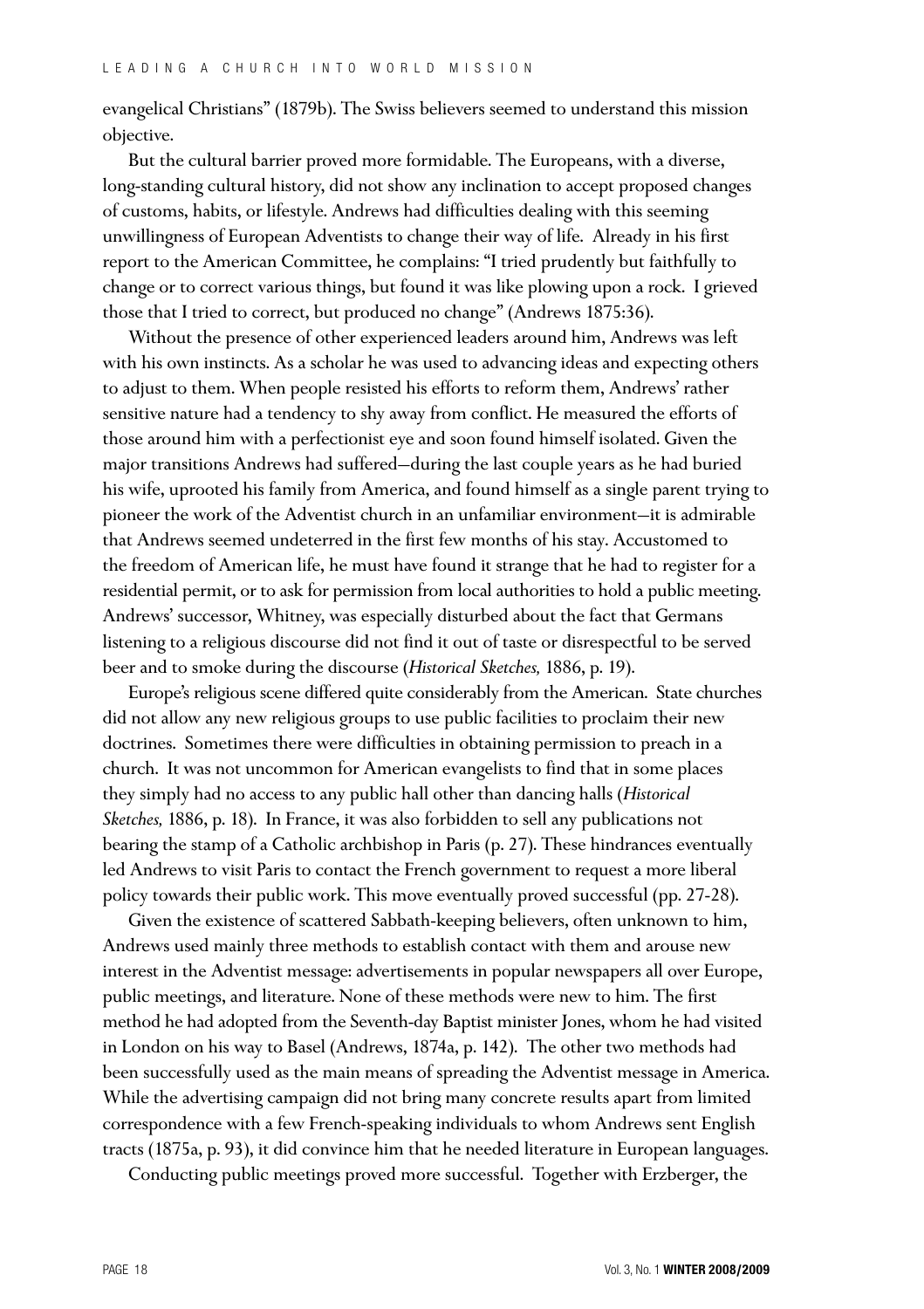evangelical Christians" (1879b). The Swiss believers seemed to understand this mission objective.

But the cultural barrier proved more formidable. The Europeans, with a diverse, long-standing cultural history, did not show any inclination to accept proposed changes of customs, habits, or lifestyle. Andrews had difficulties dealing with this seeming unwillingness of European Adventists to change their way of life. Already in his first report to the American Committee, he complains: "I tried prudently but faithfully to change or to correct various things, but found it was like plowing upon a rock. I grieved those that I tried to correct, but produced no change" (Andrews 1875:36).

Without the presence of other experienced leaders around him, Andrews was left with his own instincts. As a scholar he was used to advancing ideas and expecting others to adjust to them. When people resisted his efforts to reform them, Andrews' rather sensitive nature had a tendency to shy away from conflict. He measured the efforts of those around him with a perfectionist eye and soon found himself isolated. Given the major transitions Andrews had suffered—during the last couple years as he had buried his wife, uprooted his family from America, and found himself as a single parent trying to pioneer the work of the Adventist church in an unfamiliar environment—it is admirable that Andrews seemed undeterred in the first few months of his stay. Accustomed to the freedom of American life, he must have found it strange that he had to register for a residential permit, or to ask for permission from local authorities to hold a public meeting. Andrews' successor, Whitney, was especially disturbed about the fact that Germans listening to a religious discourse did not find it out of taste or disrespectful to be served beer and to smoke during the discourse (*Historical Sketches,* 1886, p. 19).

Europe's religious scene differed quite considerably from the American. State churches did not allow any new religious groups to use public facilities to proclaim their new doctrines. Sometimes there were difficulties in obtaining permission to preach in a church. It was not uncommon for American evangelists to find that in some places they simply had no access to any public hall other than dancing halls (*Historical Sketches,* 1886, p. 18). In France, it was also forbidden to sell any publications not bearing the stamp of a Catholic archbishop in Paris (p. 27). These hindrances eventually led Andrews to visit Paris to contact the French government to request a more liberal policy towards their public work. This move eventually proved successful (pp. 27-28).

Given the existence of scattered Sabbath-keeping believers, often unknown to him, Andrews used mainly three methods to establish contact with them and arouse new interest in the Adventist message: advertisements in popular newspapers all over Europe, public meetings, and literature. None of these methods were new to him. The first method he had adopted from the Seventh-day Baptist minister Jones, whom he had visited in London on his way to Basel (Andrews, 1874a, p. 142). The other two methods had been successfully used as the main means of spreading the Adventist message in America. While the advertising campaign did not bring many concrete results apart from limited correspondence with a few French-speaking individuals to whom Andrews sent English tracts (1875a, p. 93), it did convince him that he needed literature in European languages.

Conducting public meetings proved more successful. Together with Erzberger, the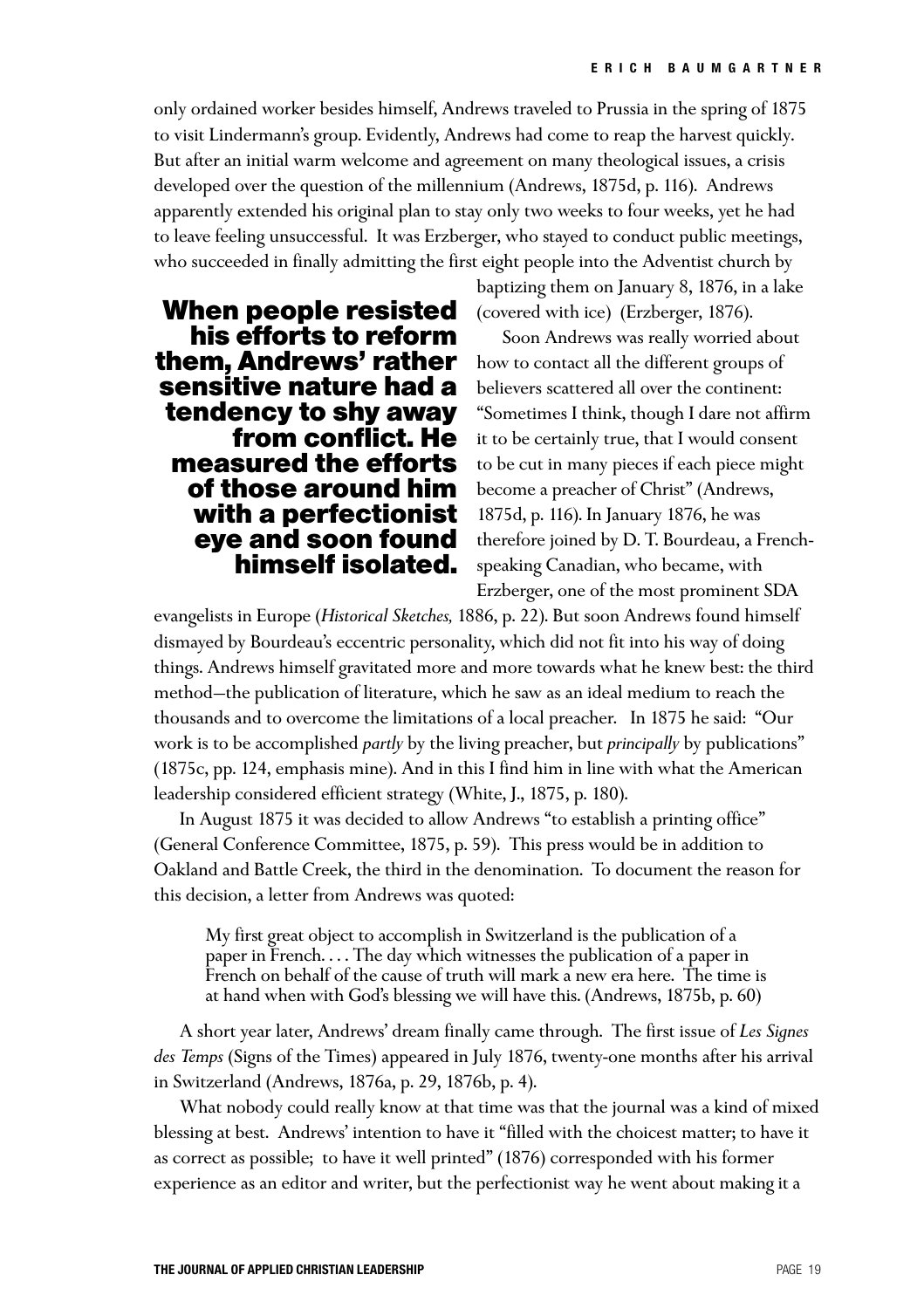only ordained worker besides himself, Andrews traveled to Prussia in the spring of 1875 to visit Lindermann's group. Evidently, Andrews had come to reap the harvest quickly. But after an initial warm welcome and agreement on many theological issues, a crisis developed over the question of the millennium (Andrews, 1875d, p. 116). Andrews apparently extended his original plan to stay only two weeks to four weeks, yet he had to leave feeling unsuccessful. It was Erzberger, who stayed to conduct public meetings, who succeeded in finally admitting the first eight people into the Adventist church by baptizing them on January 8, 1876, in a lake (covered with ice) (Erzberger, 1876).

**When people resisted his efforts to reform them, Andrews' rather sensitive nature had a tendency to shy away from conflict. He measured the efforts of those around him with a perfectionist eye and soon found himself isolated.**

Soon Andrews was really worried about how to contact all the different groups of believers scattered all over the continent: "Sometimes I think, though I dare not affirm it to be certainly true, that I would consent to be cut in many pieces if each piece might become a preacher of Christ" (Andrews, 1875d, p. 116). In January 1876, he was therefore joined by D. T. Bourdeau, a French-speaking Canadian, who became, with Erzberger, one of the most prominent SDA evangelists in Europe (*Historical Sketches,* 1886, p. 22). But soon Andrews found himself dismayed by Bourdeau's eccentric personality, which did not fit into his way of doing things. Andrews himself gravitated more and more towards what he knew best: the third method—the publication of literature, which he saw as an ideal medium to reach the thousands and to overcome the limitations of a local preacher. In 1875 he said: "Our work is to be accomplished *partly* by the living preacher, but *principally* by publications" (1875c, pp. 124, emphasis mine). And in this I find him in line with what the American leadership considered efficient strategy (White, J., 1875, p. 180).

In August 1875 it was decided to allow Andrews "to establish a printing office" (General Conference Committee, 1875, p. 59). This press would be in addition to Oakland and Battle Creek, the third in the denomination. To document the reason for this decision, a letter from Andrews was quoted:

> My first great object to accomplish in Switzerland is the publication of a paper in French. . . . The day which witnesses the publication of a paper in French on behalf of the cause of truth will mark a new era here. The time is at hand when with God's blessing we will have this. (Andrews, 1875b, p. 60)

A short year later, Andrews' dream finally came through. The first issue of *Les Signes des Temps* (Signs of the Times) appeared in July 1876, twenty-one months after his arrival in Switzerland (Andrews, 1876a, p. 29, 1876b, p. 4).

What nobody could really know at that time was that the journal was a kind of mixed blessing at best. Andrews' intention to have it "filled with the choicest matter; to have it as correct as possible; to have it well printed" (1876) corresponded with his former experience as an editor and writer, but the perfectionist way he went about making it a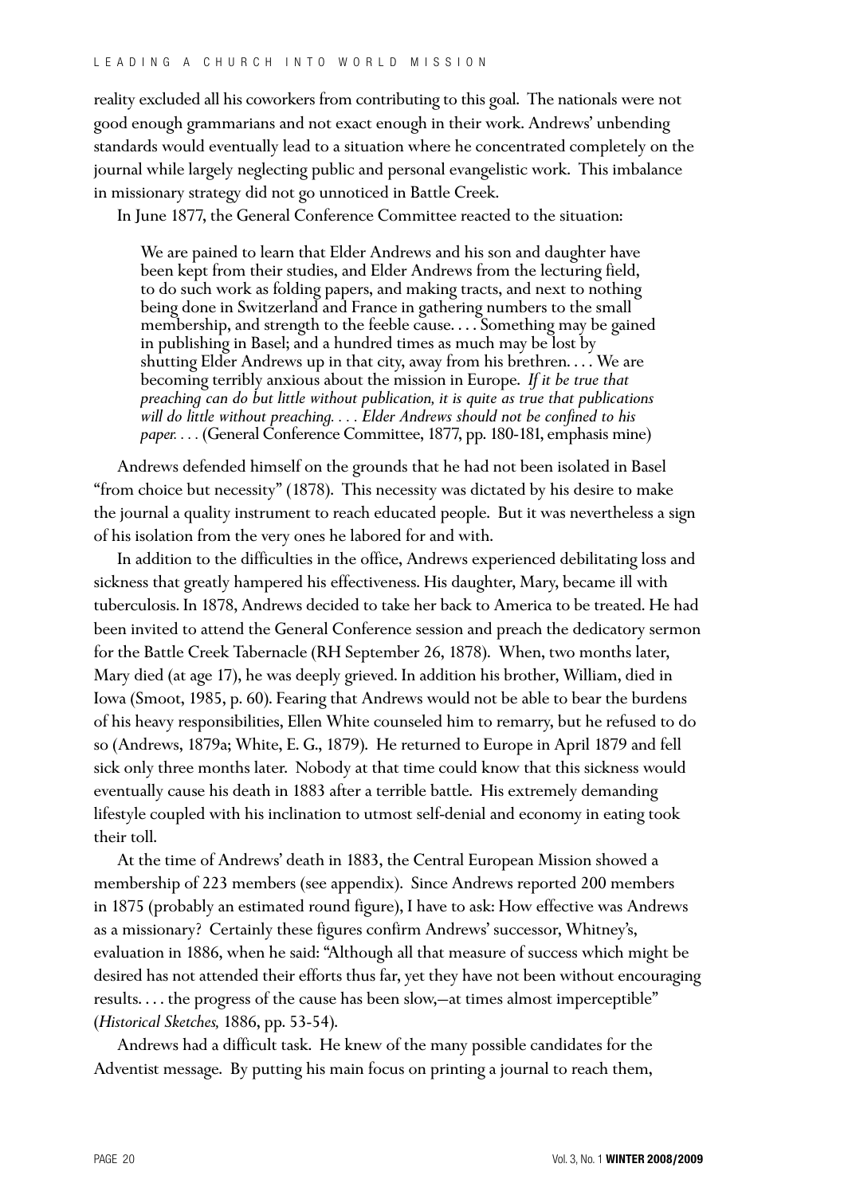reality excluded all his coworkers from contributing to this goal. The nationals were not good enough grammarians and not exact enough in their work. Andrews' unbending standards would eventually lead to a situation where he concentrated completely on the journal while largely neglecting public and personal evangelistic work. This imbalance in missionary strategy did not go unnoticed in Battle Creek.

In June 1877, the General Conference Committee reacted to the situation:

> We are pained to learn that Elder Andrews and his son and daughter have been kept from their studies, and Elder Andrews from the lecturing field, to do such work as folding papers, and making tracts, and next to nothing being done in Switzerland and France in gathering numbers to the small membership, and strength to the feeble cause. . . . Something may be gained in publishing in Basel; and a hundred times as much may be lost by shutting Elder Andrews up in that city, away from his brethren. . . . We are becoming terribly anxious about the mission in Europe. *If it be true that preaching can do but little without publication, it is quite as true that publications will do little without preaching. . . . Elder Andrews should not be confined to his paper. . . .* (General Conference Committee, 1877, pp. 180-181, emphasis mine)

Andrews defended himself on the grounds that he had not been isolated in Basel "from choice but necessity" (1878). This necessity was dictated by his desire to make the journal a quality instrument to reach educated people. But it was nevertheless a sign of his isolation from the very ones he labored for and with.

In addition to the difficulties in the office, Andrews experienced debilitating loss and sickness that greatly hampered his effectiveness. His daughter, Mary, became ill with tuberculosis. In 1878, Andrews decided to take her back to America to be treated. He had been invited to attend the General Conference session and preach the dedicatory sermon for the Battle Creek Tabernacle (RH September 26, 1878). When, two months later, Mary died (at age 17), he was deeply grieved. In addition his brother, William, died in Iowa (Smoot, 1985, p. 60). Fearing that Andrews would not be able to bear the burdens of his heavy responsibilities, Ellen White counseled him to remarry, but he refused to do so (Andrews, 1879a; White, E. G., 1879). He returned to Europe in April 1879 and fell sick only three months later. Nobody at that time could know that this sickness would eventually cause his death in 1883 after a terrible battle. His extremely demanding lifestyle coupled with his inclination to utmost self-denial and economy in eating took their toll.

At the time of Andrews' death in 1883, the Central European Mission showed a membership of 223 members (see appendix). Since Andrews reported 200 members in 1875 (probably an estimated round figure), I have to ask: How effective was Andrews as a missionary? Certainly these figures confirm Andrews' successor, Whitney's, evaluation in 1886, when he said: "Although all that measure of success which might be desired has not attended their efforts thus far, yet they have not been without encouraging results. . . . the progress of the cause has been slow,—at times almost imperceptible" (*Historical Sketches,* 1886, pp. 53-54).

Andrews had a difficult task. He knew of the many possible candidates for the Adventist message. By putting his main focus on printing a journal to reach them,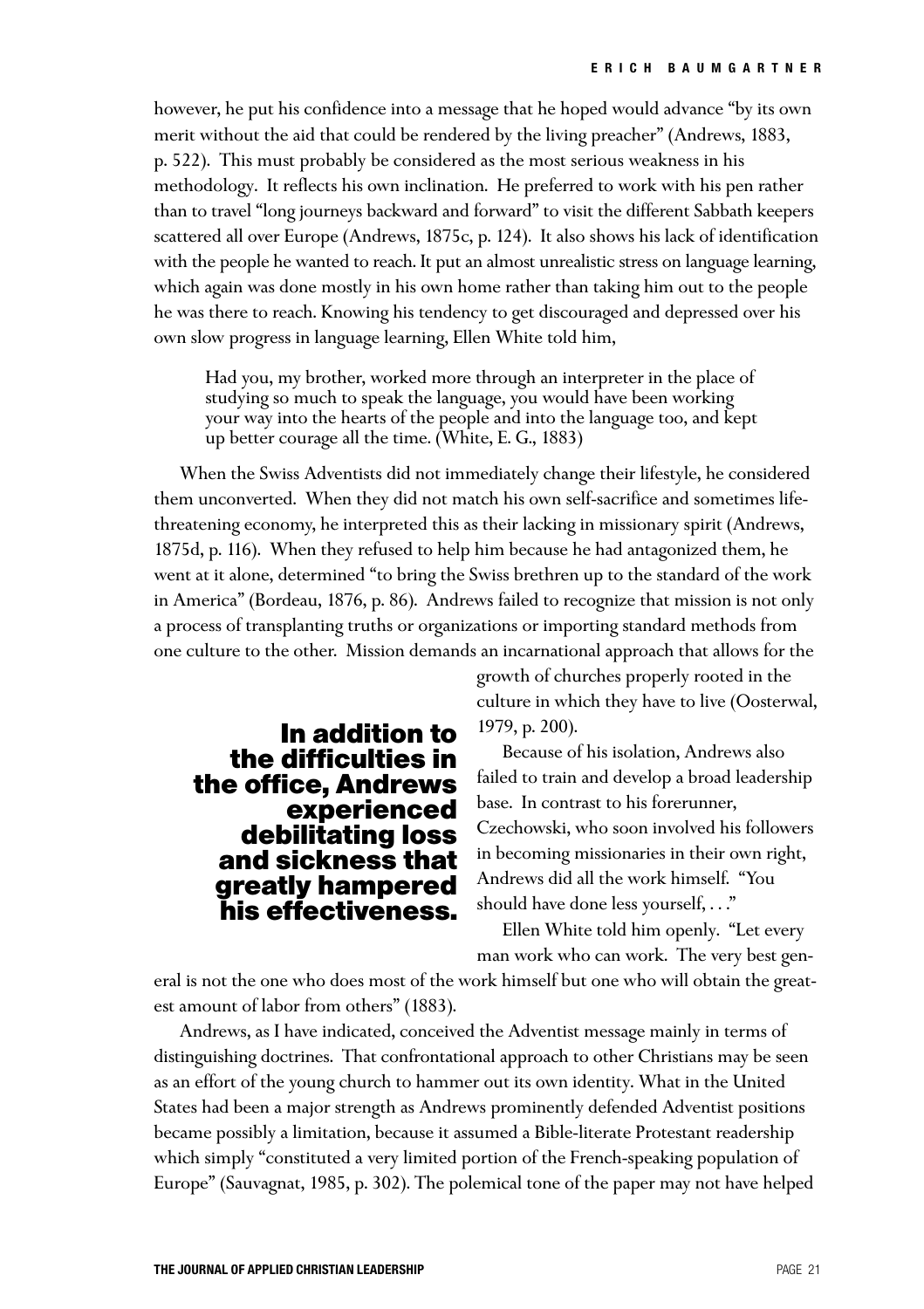however, he put his confidence into a message that he hoped would advance "by its own merit without the aid that could be rendered by the living preacher" (Andrews, 1883, p. 522). This must probably be considered as the most serious weakness in his methodology. It reflects his own inclination. He preferred to work with his pen rather than to travel "long journeys backward and forward" to visit the different Sabbath keepers scattered all over Europe (Andrews, 1875c, p. 124). It also shows his lack of identification with the people he wanted to reach. It put an almost unrealistic stress on language learning, which again was done mostly in his own home rather than taking him out to the people he was there to reach. Knowing his tendency to get discouraged and depressed over his own slow progress in language learning, Ellen White told him,

> Had you, my brother, worked more through an interpreter in the place of studying so much to speak the language, you would have been working your way into the hearts of the people and into the language too, and kept up better courage all the time. (White, E. G., 1883)

When the Swiss Adventists did not immediately change their lifestyle, he considered them unconverted. When they did not match his own self-sacrifice and sometimes life-threatening economy, he interpreted this as their lacking in missionary spirit (Andrews, 1875d, p. 116). When they refused to help him because he had antagonized them, he went at it alone, determined "to bring the Swiss brethren up to the standard of the work in America" (Bordeau, 1876, p. 86). Andrews failed to recognize that mission is not only a process of transplanting truths or organizations or importing standard methods from one culture to the other. Mission demands an incarnational approach that allows for the growth of churches properly rooted in the culture in which they have to live (Oosterwal, 1979, p. 200).

**In addition to the difficulties in the office, Andrews experienced debilitating loss and sickness that greatly hampered his effectiveness.**

Because of his isolation, Andrews also failed to train and develop a broad leadership base. In contrast to his forerunner, Czechowski, who soon involved his followers in becoming missionaries in their own right, Andrews did all the work himself. "You should have done less yourself, . . ."

Ellen White told him openly. "Let every man work who can work. The very best general is not the one who does most of the work himself but one who will obtain the greatest amount of labor from others" (1883).

Andrews, as I have indicated, conceived the Adventist message mainly in terms of distinguishing doctrines. That confrontational approach to other Christians may be seen as an effort of the young church to hammer out its own identity. What in the United States had been a major strength as Andrews prominently defended Adventist positions became possibly a limitation, because it assumed a Bible-literate Protestant readership which simply "constituted a very limited portion of the French-speaking population of Europe" (Sauvagnat, 1985, p. 302). The polemical tone of the paper may not have helped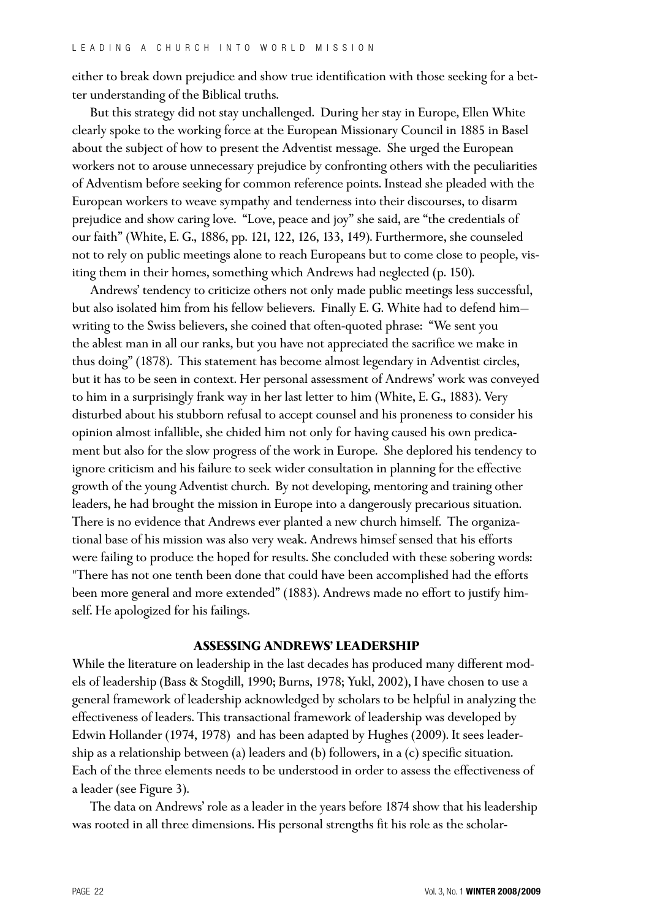either to break down prejudice and show true identification with those seeking for a better understanding of the Biblical truths.

But this strategy did not stay unchallenged. During her stay in Europe, Ellen White clearly spoke to the working force at the European Missionary Council in 1885 in Basel about the subject of how to present the Adventist message. She urged the European workers not to arouse unnecessary prejudice by confronting others with the peculiarities of Adventism before seeking for common reference points. Instead she pleaded with the European workers to weave sympathy and tenderness into their discourses, to disarm prejudice and show caring love. "Love, peace and joy" she said, are "the credentials of our faith" (White, E. G., 1886, pp. 121, 122, 126, 133, 149). Furthermore, she counseled not to rely on public meetings alone to reach Europeans but to come close to people, visiting them in their homes, something which Andrews had neglected (p. 150).

Andrews' tendency to criticize others not only made public meetings less successful, but also isolated him from his fellow believers. Finally E. G. White had to defend him—writing to the Swiss believers, she coined that often-quoted phrase: "We sent you the ablest man in all our ranks, but you have not appreciated the sacrifice we make in thus doing" (1878). This statement has become almost legendary in Adventist circles, but it has to be seen in context. Her personal assessment of Andrews' work was conveyed to him in a surprisingly frank way in her last letter to him (White, E. G., 1883). Very disturbed about his stubborn refusal to accept counsel and his proneness to consider his opinion almost infallible, she chided him not only for having caused his own predicament but also for the slow progress of the work in Europe. She deplored his tendency to ignore criticism and his failure to seek wider consultation in planning for the effective growth of the young Adventist church. By not developing, mentoring and training other leaders, he had brought the mission in Europe into a dangerously precarious situation. There is no evidence that Andrews ever planted a new church himself. The organizational base of his mission was also very weak. Andrews himsef sensed that his efforts were failing to produce the hoped for results. She concluded with these sobering words: "There has not one tenth been done that could have been accomplished had the efforts been more general and more extended" (1883). Andrews made no effort to justify himself. He apologized for his failings.

## ASSESSING ANDREWS' LEADERSHIP

While the literature on leadership in the last decades has produced many different models of leadership (Bass & Stogdill, 1990; Burns, 1978; Yukl, 2002), I have chosen to use a general framework of leadership acknowledged by scholars to be helpful in analyzing the effectiveness of leaders. This transactional framework of leadership was developed by Edwin Hollander (1974, 1978) and has been adapted by Hughes (2009). It sees leadership as a relationship between (a) leaders and (b) followers, in a (c) specific situation. Each of the three elements needs to be understood in order to assess the effectiveness of a leader (see Figure 3).

The data on Andrews' role as a leader in the years before 1874 show that his leadership was rooted in all three dimensions. His personal strengths fit his role as the scholar-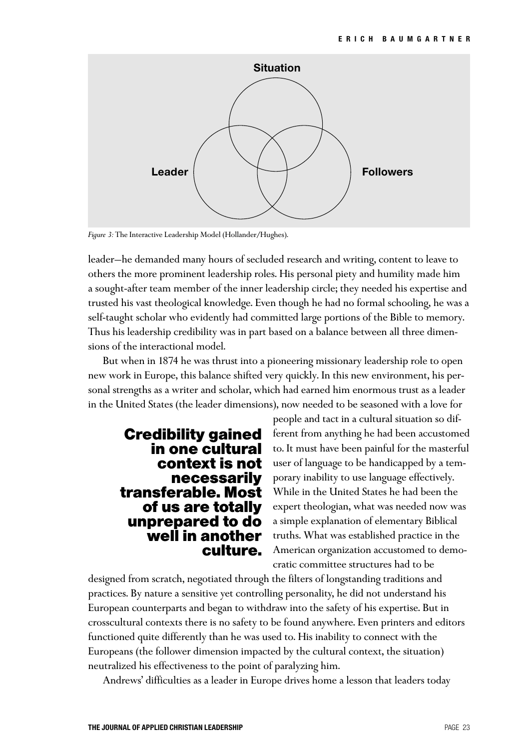*Figure 3:* The Interactive Leadership Model (Hollander/Hughes).

leader—he demanded many hours of secluded research and writing, content to leave to others the more prominent leadership roles. His personal piety and humility made him a sought-after team member of the inner leadership circle; they needed his expertise and trusted his vast theological knowledge. Even though he had no formal schooling, he was a self-taught scholar who evidently had committed large portions of the Bible to memory. Thus his leadership credibility was in part based on a balance between all three dimensions of the interactional model.

But when in 1874 he was thrust into a pioneering missionary leadership role to open new work in Europe, this balance shifted very quickly. In this new environment, his personal strengths as a writer and scholar, which had earned him enormous trust as a leader in the United States (the leader dimensions), now needed to be seasoned with a love for people and tact in a cultural situation so different from anything he had been accustomed to. It must have been painful for the masterful user of language to be handicapped by a temporary inability to use language effectively. While in the United States he had been the expert theologian, what was needed now was a simple explanation of elementary Biblical truths. What was established practice in the American organization accustomed to democratic committee structures had to be designed from scratch, negotiated through the filters of longstanding traditions and practices. By nature a sensitive yet controlling personality, he did not understand his European counterparts and began to withdraw into the safety of his expertise. But in crosscultural contexts there is no safety to be found anywhere. Even printers and editors functioned quite differently than he was used to. His inability to connect with the Europeans (the follower dimension impacted by the cultural context, the situation) neutralized his effectiveness to the point of paralyzing him.

**Credibility gained in one cultural context is not necessarily transferable. Most of us are totally unprepared to do well in another culture.**

Andrews' difficulties as a leader in Europe drives home a lesson that leaders today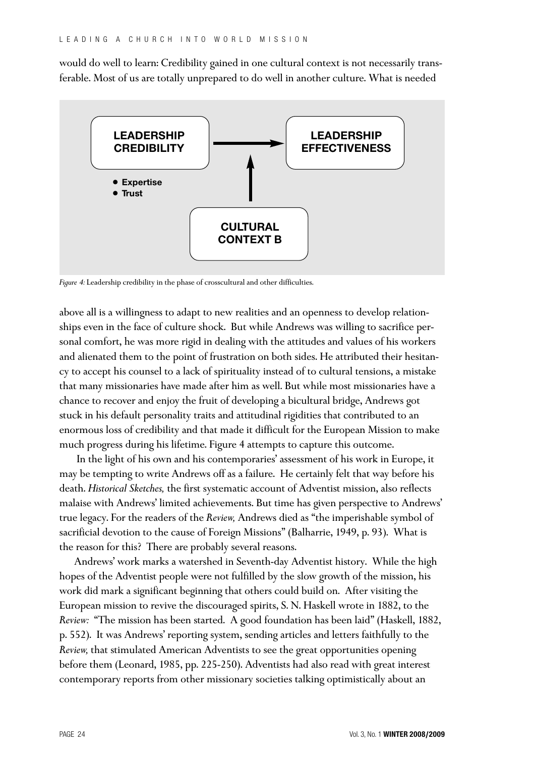would do well to learn: Credibility gained in one cultural context is not necessarily transferable. Most of us are totally unprepared to do well in another culture. What is needed

LEADERSHIP CREDIBILITY → LEADERSHIP EFFECTIVENESS

- Expertise
- Trust

CULTURAL CONTEXT B

*Figure 4:* Leadership credibility in the phase of crosscultural and other difficulties.

above all is a willingness to adapt to new realities and an openness to develop relationships even in the face of culture shock. But while Andrews was willing to sacrifice personal comfort, he was more rigid in dealing with the attitudes and values of his workers and alienated them to the point of frustration on both sides. He attributed their hesitancy to accept his counsel to a lack of spirituality instead of to cultural tensions, a mistake that many missionaries have made after him as well. But while most missionaries have a chance to recover and enjoy the fruit of developing a bicultural bridge, Andrews got stuck in his default personality traits and attitudinal rigidities that contributed to an enormous loss of credibility and that made it difficult for the European Mission to make much progress during his lifetime. Figure 4 attempts to capture this outcome.

In the light of his own and his contemporaries' assessment of his work in Europe, it may be tempting to write Andrews off as a failure. He certainly felt that way before his death. *Historical Sketches,* the first systematic account of Adventist mission, also reflects malaise with Andrews' limited achievements. But time has given perspective to Andrews' true legacy. For the readers of the *Review,* Andrews died as "the imperishable symbol of sacrificial devotion to the cause of Foreign Missions" (Balharrie, 1949, p. 93). What is the reason for this? There are probably several reasons.

Andrews' work marks a watershed in Seventh-day Adventist history. While the high hopes of the Adventist people were not fulfilled by the slow growth of the mission, his work did mark a significant beginning that others could build on. After visiting the European mission to revive the discouraged spirits, S. N. Haskell wrote in 1882, to the *Review:* "The mission has been started. A good foundation has been laid" (Haskell, 1882, p. 552). It was Andrews' reporting system, sending articles and letters faithfully to the *Review,* that stimulated American Adventists to see the great opportunities opening before them (Leonard, 1985, pp. 225-250). Adventists had also read with great interest contemporary reports from other missionary societies talking optimistically about an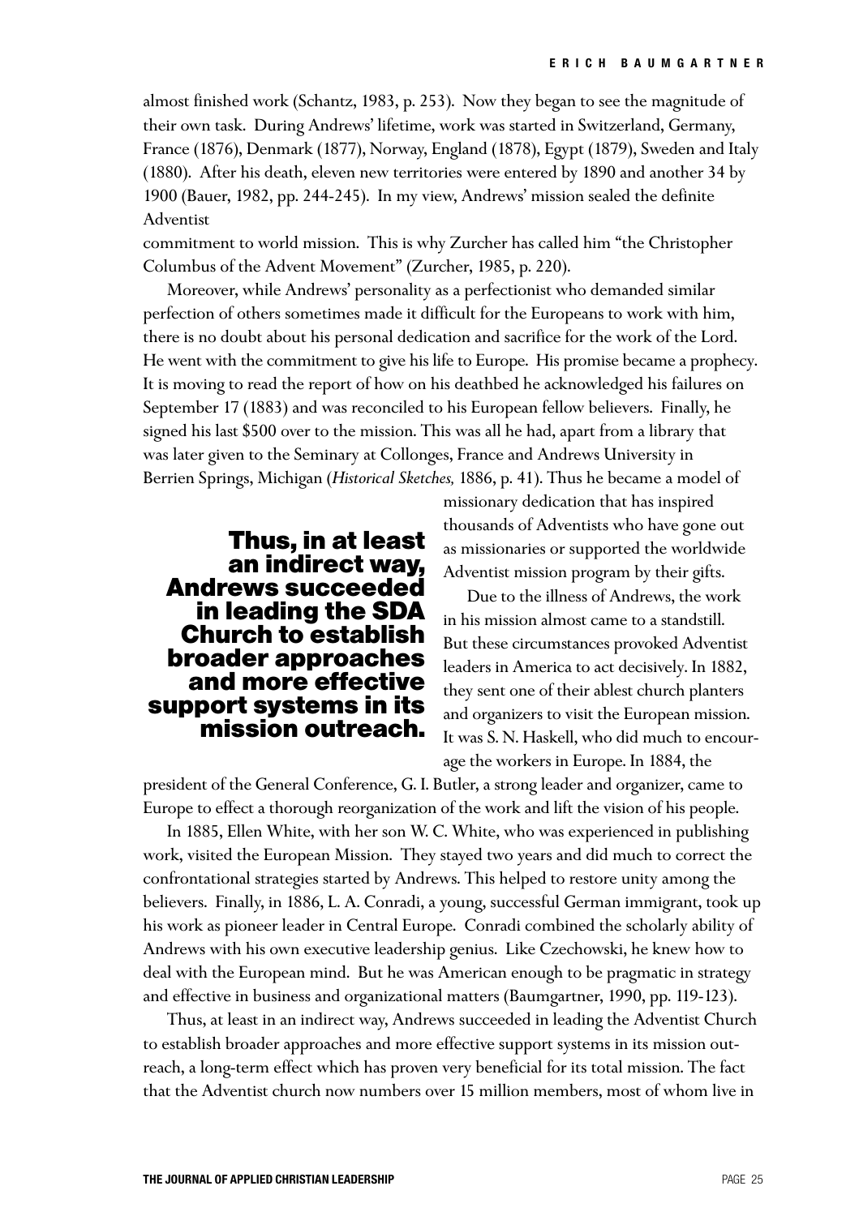almost finished work (Schantz, 1983, p. 253). Now they began to see the magnitude of their own task. During Andrews' lifetime, work was started in Switzerland, Germany, France (1876), Denmark (1877), Norway, England (1878), Egypt (1879), Sweden and Italy (1880). After his death, eleven new territories were entered by 1890 and another 34 by 1900 (Bauer, 1982, pp. 244-245). In my view, Andrews' mission sealed the definite Adventist commitment to world mission. This is why Zurcher has called him "the Christopher Columbus of the Advent Movement" (Zurcher, 1985, p. 220).

Moreover, while Andrews' personality as a perfectionist who demanded similar perfection of others sometimes made it difficult for the Europeans to work with him, there is no doubt about his personal dedication and sacrifice for the work of the Lord. He went with the commitment to give his life to Europe. His promise became a prophecy. It is moving to read the report of how on his deathbed he acknowledged his failures on September 17 (1883) and was reconciled to his European fellow believers. Finally, he signed his last $500 over to the mission. This was all he had, apart from a library that was later given to the Seminary at Collonges, France and Andrews University in Berrien Springs, Michigan (*Historical Sketches,* 1886, p. 41). Thus he became a model of missionary dedication that has inspired thousands of Adventists who have gone out as missionaries or supported the worldwide Adventist mission program by their gifts.

**Thus, in at least an indirect way, Andrews succeeded in leading the SDA Church to establish broader approaches and more effective support systems in its mission outreach.**

Due to the illness of Andrews, the work in his mission almost came to a standstill. But these circumstances provoked Adventist leaders in America to act decisively. In 1882, they sent one of their ablest church planters and organizers to visit the European mission. It was S. N. Haskell, who did much to encourage the workers in Europe. In 1884, the president of the General Conference, G. I. Butler, a strong leader and organizer, came to Europe to effect a thorough reorganization of the work and lift the vision of his people.

In 1885, Ellen White, with her son W. C. White, who was experienced in publishing work, visited the European Mission. They stayed two years and did much to correct the confrontational strategies started by Andrews. This helped to restore unity among the believers. Finally, in 1886, L. A. Conradi, a young, successful German immigrant, took up his work as pioneer leader in Central Europe. Conradi combined the scholarly ability of Andrews with his own executive leadership genius. Like Czechowski, he knew how to deal with the European mind. But he was American enough to be pragmatic in strategy and effective in business and organizational matters (Baumgartner, 1990, pp. 119-123).

Thus, at least in an indirect way, Andrews succeeded in leading the Adventist Church to establish broader approaches and more effective support systems in its mission outreach, a long-term effect which has proven very beneficial for its total mission. The fact that the Adventist church now numbers over 15 million members, most of whom live in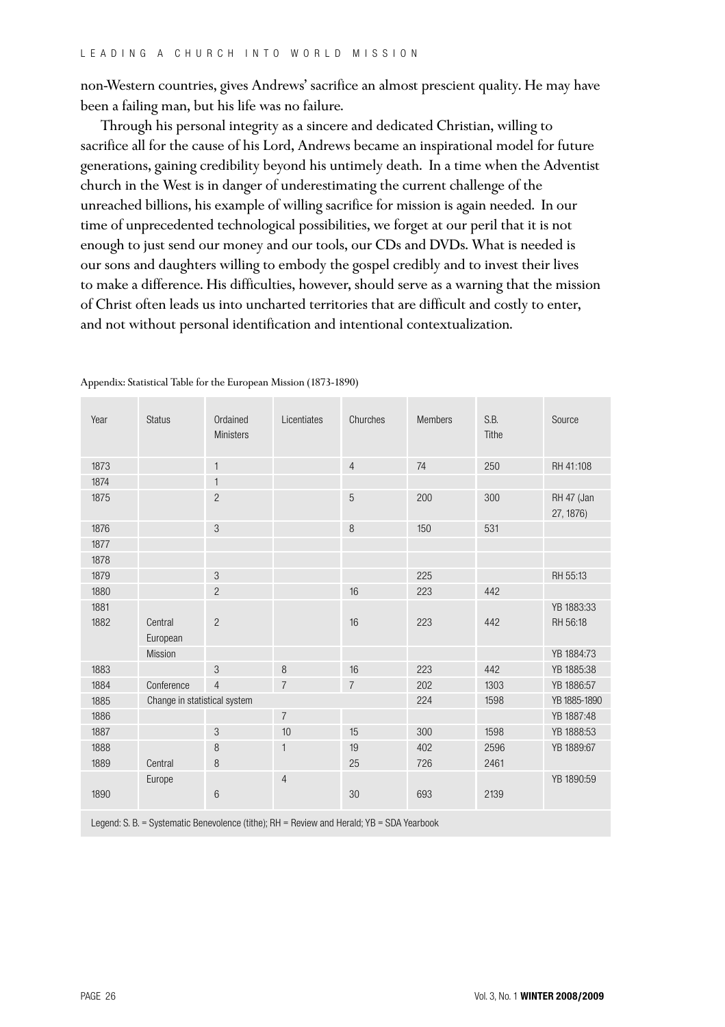non-Western countries, gives Andrews' sacrifice an almost prescient quality. He may have been a failing man, but his life was no failure.

Through his personal integrity as a sincere and dedicated Christian, willing to sacrifice all for the cause of his Lord, Andrews became an inspirational model for future generations, gaining credibility beyond his untimely death. In a time when the Adventist church in the West is in danger of underestimating the current challenge of the unreached billions, his example of willing sacrifice for mission is again needed. In our time of unprecedented technological possibilities, we forget at our peril that it is not enough to just send our money and our tools, our CDs and DVDs. What is needed is our sons and daughters willing to embody the gospel credibly and to invest their lives to make a difference. His difficulties, however, should serve as a warning that the mission of Christ often leads us into uncharted territories that are difficult and costly to enter, and not without personal identification and intentional contextualization.

Appendix: Statistical Table for the European Mission (1873-1890)

| Year | Status | Ordained Ministers | Licentiates | Churches | Members | S.B. Tithe | Source |
|---|---|---|---|---|---|---|---|
| 1873 | | 1 | | 4 | 74 | 250 | RH 41:108 |
| 1874 | | 1 | | | | | |
| 1875 | | 2 | | 5 | 200 | 300 | RH 47 (Jan 27, 1876) |
| 1876 | | 3 | | 8 | 150 | 531 | |
| 1877 | | | | | | | |
| 1878 | | | | | | | |
| 1879 | | 3 | | | 225 | | RH 55:13 |
| 1880 | | 2 | | 16 | 223 | 442 | |
| 1881 | | | | | | | YB 1883:33 |
| 1882 | Central European Mission | 2 | | 16 | 223 | 442 | RH 56:18 YB 1884:73 |
| 1883 | | 3 | 8 | 16 | 223 | 442 | YB 1885:38 |
| 1884 | Conference | 4 | 7 | 7 | 202 | 1303 | YB 1886:57 |
| 1885 | Change in statistical system | | | | 224 | 1598 | YB 1885-1890 |
| 1886 | | | 7 | | | | YB 1887:48 |
| 1887 | | 3 | 10 | 15 | 300 | 1598 | YB 1888:53 |
| 1888 | | 8 | 1 | 19 | 402 | 2596 | YB 1889:67 |
| 1889 | Central Europe | 8 | | 25 | 726 | 2461 | |
| 1890 | | 6 | 4 | 30 | 693 | 2139 | YB 1890:59 |

Legend: S. B. = Systematic Benevolence (tithe); RH = Review and Herald; YB = SDA Yearbook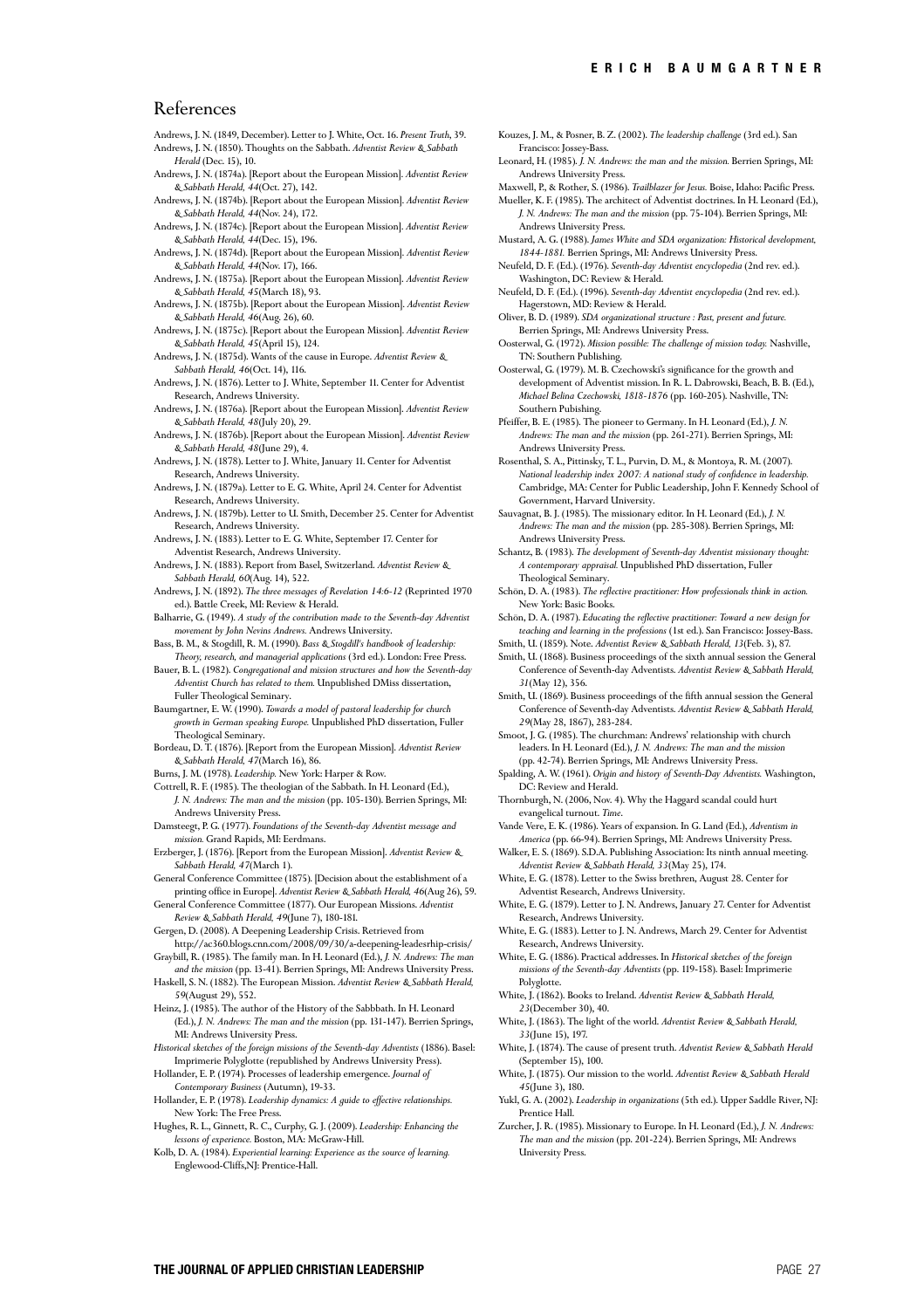## References

Andrews, J. N. (1849, December). Letter to J. White, Oct. 16. *Present Truth*, 39.

Andrews, J. N. (1850). Thoughts on the Sabbath. *Adventist Review & Sabbath Herald* (Dec. 15), 10.

Andrews, J. N. (1874a). [Report about the European Mission]. *Adventist Review & Sabbath Herald, 44*(Oct. 27), 142.

Andrews, J. N. (1874b). [Report about the European Mission]. *Adventist Review & Sabbath Herald, 44*(Nov. 24), 172.

Andrews, J. N. (1874c). [Report about the European Mission]. *Adventist Review & Sabbath Herald, 44*(Dec. 15), 196.

Andrews, J. N. (1874d). [Report about the European Mission]. *Adventist Review & Sabbath Herald, 44*(Nov. 17), 166.

Andrews, J. N. (1875a). [Report about the European Mission]. *Adventist Review & Sabbath Herald, 45*(March 18), 93.

Andrews, J. N. (1875b). [Report about the European Mission]. *Adventist Review & Sabbath Herald, 46*(Aug. 26), 60.

Andrews, J. N. (1875c). [Report about the European Mission]. *Adventist Review & Sabbath Herald, 45*(April 15), 124.

Andrews, J. N. (1875d). Wants of the cause in Europe. *Adventist Review & Sabbath Herald, 46*(Oct. 14), 116.

Andrews, J. N. (1876). Letter to J. White, September 11. Center for Adventist Research, Andrews University.

Andrews, J. N. (1876a). [Report about the European Mission]. *Adventist Review & Sabbath Herald, 48*(July 20), 29.

Andrews, J. N. (1876b). [Report about the European Mission]. *Adventist Review & Sabbath Herald, 48*(June 29), 4.

Andrews, J. N. (1878). Letter to J. White, January 11. Center for Adventist Research, Andrews University.

Andrews, J. N. (1879a). Letter to E. G. White, April 24. Center for Adventist Research, Andrews University.

Andrews, J. N. (1879b). Letter to U. Smith, December 25. Center for Adventist Research, Andrews University.

Andrews, J. N. (1883). Letter to E. G. White, September 17. Center for Adventist Research, Andrews University.

Andrews, J. N. (1883). Report from Basel, Switzerland. *Adventist Review & Sabbath Herald, 60*(Aug. 14), 522.

Andrews, J. N. (1892). *The three messages of Revelation 14:6-12* (Reprinted 1970 ed.). Battle Creek, MI: Review & Herald.

Balharrie, G. (1949). *A study of the contribution made to the Seventh-day Adventist movement by John Nevins Andrews.* Andrews University.

Bass, B. M., & Stogdill, R. M. (1990). *Bass & Stogdill's handbook of leadership: Theory, research, and managerial applications* (3rd ed.). London: Free Press.

Bauer, B. L. (1982). *Congregational and mission structures and how the Seventh-day Adventist Church has related to them.* Unpublished DMiss dissertation, Fuller Theological Seminary.

Baumgartner, E. W. (1990). *Towards a model of pastoral leadership for church growth in German speaking Europe.* Unpublished PhD dissertation, Fuller Theological Seminary.

Bordeau, D. T. (1876). [Report from the European Mission]. *Adventist Review & Sabbath Herald, 47*(March 16), 86.

Burns, J. M. (1978). *Leadership.* New York: Harper & Row.

Cottrell, R. F. (1985). The theologian of the Sabbath. In H. Leonard (Ed.), *J. N. Andrews: The man and the mission* (pp. 105-130). Berrien Springs, MI: Andrews University Press.

Damsteegt, P. G. (1977). *Foundations of the Seventh-day Adventist message and mission.* Grand Rapids, MI: Eerdmans.

Erzberger, J. (1876). [Report from the European Mission]. *Adventist Review & Sabbath Herald, 47*(March 1).

General Conference Committee (1875). [Decision about the establishment of a printing office in Europe]. *Adventist Review & Sabbath Herald, 46*(Aug 26), 59.

General Conference Committee (1877). Our European Missions. *Adventist Review & Sabbath Herald, 49*(June 7), 180-181.

Gergen, D. (2008). A Deepening Leadership Crisis. Retrieved from http://ac360.blogs.cnn.com/2008/09/30/a-deepening-leadesrhip-crisis/

Graybill, R. (1985). The family man. In H. Leonard (Ed.), *J. N. Andrews: The man and the mission* (pp. 13-41). Berrien Springs, MI: Andrews University Press.

Haskell, S. N. (1882). The European Mission. *Adventist Review & Sabbath Herald, 59*(August 29), 552.

Heinz, J. (1985). The author of the History of the Sabbbath. In H. Leonard (Ed.), *J. N. Andrews: The man and the mission* (pp. 131-147). Berrien Springs, MI: Andrews University Press.

*Historical sketches of the foreign missions of the Seventh-day Adventists* (1886). Basel: Imprimerie Polyglotte (republished by Andrews University Press).

Hollander, E. P. (1974). Processes of leadership emergence. *Journal of Contemporary Business* (Autumn), 19-33.

Hollander, E. P. (1978). *Leadership dynamics: A guide to effective relationships.* New York: The Free Press.

Hughes, R. L., Ginnett, R. C., Curphy, G. J. (2009). *Leadership: Enhancing the lessons of experience.* Boston, MA: McGraw-Hill.

Kolb, D. A. (1984). *Experiential learning: Experience as the source of learning.* Englewood-Cliffs,NJ: Prentice-Hall.

Kouzes, J. M., & Posner, B. Z. (2002). *The leadership challenge* (3rd ed.). San Francisco: Jossey-Bass.

Leonard, H. (1985). *J. N. Andrews: the man and the mission.* Berrien Springs, MI: Andrews University Press.

Maxwell, P., & Rother, S. (1986). *Trailblazer for Jesus.* Boise, Idaho: Pacific Press.

Mueller, K. F. (1985). The architect of Adventist doctrines. In H. Leonard (Ed.), *J. N. Andrews: The man and the mission* (pp. 75-104). Berrien Springs, MI: Andrews University Press.

Mustard, A. G. (1988). *James White and SDA organization: Historical development, 1844-1881.* Berrien Springs, MI: Andrews University Press.

Neufeld, D. F. (Ed.). (1976). *Seventh-day Adventist encyclopedia* (2nd rev. ed.). Washington, DC: Review & Herald.

Neufeld, D. F. (Ed.). (1996). *Seventh-day Adventist encyclopedia* (2nd rev. ed.). Hagerstown, MD: Review & Herald.

Oliver, B. D. (1989). *SDA organizational structure : Past, present and future.* Berrien Springs, MI: Andrews University Press.

Oosterwal, G. (1972). *Mission possible: The challenge of mission today.* Nashville, TN: Southern Publishing.

Oosterwal, G. (1979). M. B. Czechowski's significance for the growth and development of Adventist mission. In R. L. Dabrowski, Beach, B. B. (Ed.), *Michael Belina Czechowski, 1818-1876* (pp. 160-205). Nashville, TN: Southern Pubishing.

Pfeiffer, B. E. (1985). The pioneer to Germany. In H. Leonard (Ed.), *J. N. Andrews: The man and the mission* (pp. 261-271). Berrien Springs, MI: Andrews University Press.

Rosenthal, S. A., Pittinsky, T. L., Purvin, D. M., & Montoya, R. M. (2007). *National leadership index 2007: A national study of confidence in leadership.* Cambridge, MA: Center for Public Leadership, John F. Kennedy School of Government, Harvard University.

Sauvagnat, B. J. (1985). The missionary editor. In H. Leonard (Ed.), *J. N. Andrews: The man and the mission* (pp. 285-308). Berrien Springs, MI: Andrews University Press.

Schantz, B. (1983). *The development of Seventh-day Adventist missionary thought: A contemporary appraisal.* Unpublished PhD dissertation, Fuller Theological Seminary.

Schön, D. A. (1983). *The reflective practitioner: How professionals think in action.* New York: Basic Books.

Schön, D. A. (1987). *Educating the reflective practitioner: Toward a new design for teaching and learning in the professions* (1st ed.). San Francisco: Jossey-Bass.

Smith, U. (1859). Note. *Adventist Review & Sabbath Herald, 13*(Feb. 3), 87.

Smith, U. (1868). Business proceedings of the sixth annual session the General Conference of Seventh-day Adventists. *Adventist Review & Sabbath Herald, 31*(May 12), 356.

Smith, U. (1869). Business proceedings of the fifth annual session the General Conference of Seventh-day Adventists. *Adventist Review & Sabbath Herald, 29*(May 28, 1867), 283-284.

Smoot, J. G. (1985). The churchman: Andrews' relationship with church leaders. In H. Leonard (Ed.), *J. N. Andrews: The man and the mission* (pp. 42-74). Berrien Springs, MI: Andrews University Press.

Spalding, A. W. (1961). *Origin and history of Seventh-Day Adventists.* Washington, DC: Review and Herald.

Thornburgh, N. (2006, Nov. 4). Why the Haggard scandal could hurt evangelical turnout. *Time*.

Vande Vere, E. K. (1986). Years of expansion. In G. Land (Ed.), *Adventism in America* (pp. 66-94). Berrien Springs, MI: Andrews University Press.

Walker, E. S. (1869). S.D.A. Publishing Association: Its ninth annual meeting. *Adventist Review & Sabbath Herald, 33*(May 25), 174.

White, E. G. (1878). Letter to the Swiss brethren, August 28. Center for Adventist Research, Andrews University.

White, E. G. (1879). Letter to J. N. Andrews, January 27. Center for Adventist Research, Andrews University.

White, E. G. (1883). Letter to J. N. Andrews, March 29. Center for Adventist Research, Andrews University.

White, E. G. (1886). Practical addresses. In *Historical sketches of the foreign missions of the Seventh-day Adventists* (pp. 119-158). Basel: Imprimerie Polyglotte.

White, J. (1862). Books to Ireland. *Adventist Review & Sabbath Herald, 23*(December 30), 40.

White, J. (1863). The light of the world. *Adventist Review & Sabbath Herald, 33*(June 15), 197.

White, J. (1874). The cause of present truth. *Adventist Review & Sabbath Herald* (September 15), 100.

White, J. (1875). Our mission to the world. *Adventist Review & Sabbath Herald 45*(June 3), 180.

Yukl, G. A. (2002). *Leadership in organizations* (5th ed.). Upper Saddle River, NJ: Prentice Hall.

Zurcher, J. R. (1985). Missionary to Europe. In H. Leonard (Ed.), *J. N. Andrews: The man and the mission* (pp. 201-224). Berrien Springs, MI: Andrews University Press.